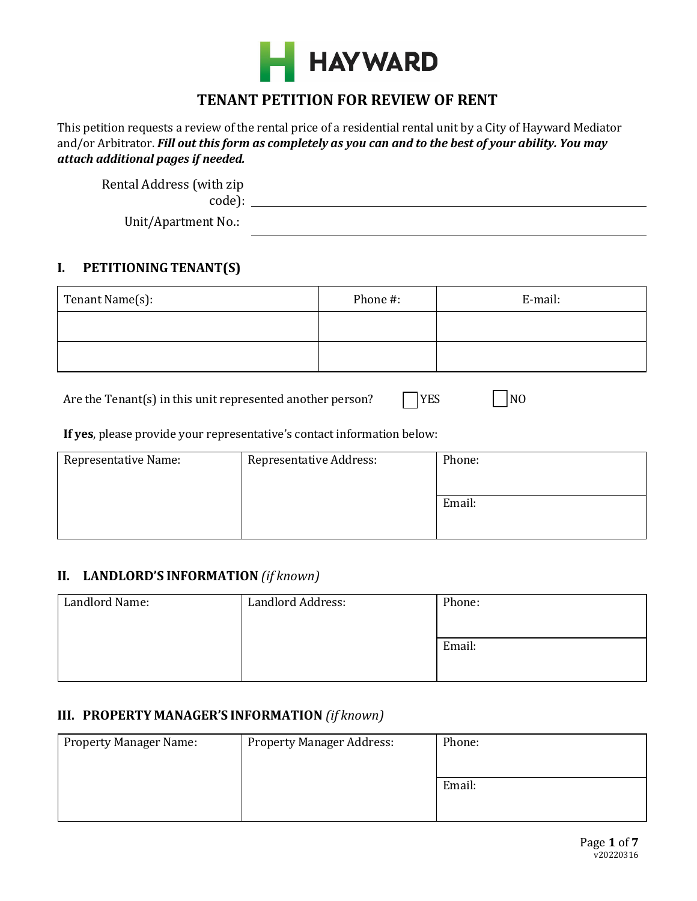HAYWARD

# TENANT PETITION FOR REVIEW OF RENT

This petition requests a review of the rental price of a residential rental unit by a City of Hayward Mediator and/or Arbitrator. ***Fill out this form as completely as you can and to the best of your ability. You may attach additional pages if needed.***

Rental Address (with zip code): ______________________________

Unit/Apartment No.: ______________________________

## I. PETITIONING TENANT(S)

| Tenant Name(s): | Phone #: | E-mail: |
|---|---|---|
| | | |
| | | |

Are the Tenant(s) in this unit represented another person? ☐ YES ☐ NO

**If yes**, please provide your representative's contact information below:

| Representative Name: | Representative Address: | Phone: |
|---|---|---|
| | | Email: |

## II. LANDLORD'S INFORMATION *(if known)*

| Landlord Name: | Landlord Address: | Phone: |
|---|---|---|
| | | Email: |

## III. PROPERTY MANAGER'S INFORMATION *(if known)*

| Property Manager Name: | Property Manager Address: | Phone: |
|---|---|---|
| | | Email: |

v20220316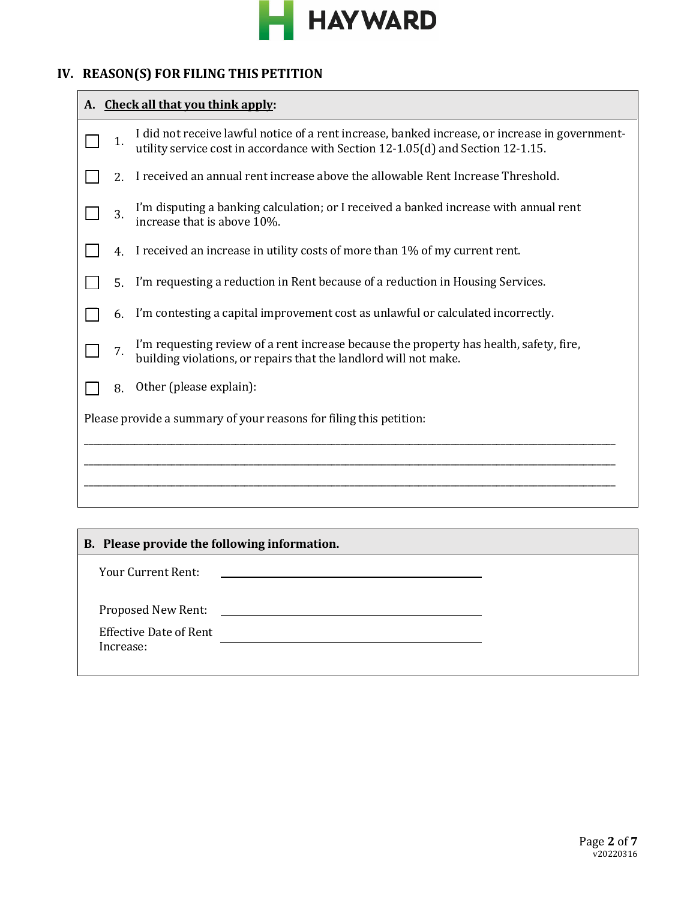HAYWARD

## IV. REASON(S) FOR FILING THIS PETITION

**A. <u>Check all that you think apply</u>:**

- ☐ 1. I did not receive lawful notice of a rent increase, banked increase, or increase in government-utility service cost in accordance with Section 12-1.05(d) and Section 12-1.15.
- ☐ 2. I received an annual rent increase above the allowable Rent Increase Threshold.
- ☐ 3. I'm disputing a banking calculation; or I received a banked increase with annual rent increase that is above 10%.
- ☐ 4. I received an increase in utility costs of more than 1% of my current rent.
- ☐ 5. I'm requesting a reduction in Rent because of a reduction in Housing Services.
- ☐ 6. I'm contesting a capital improvement cost as unlawful or calculated incorrectly.
- ☐ 7. I'm requesting review of a rent increase because the property has health, safety, fire, building violations, or repairs that the landlord will not make.
- ☐ 8. Other (please explain):

Please provide a summary of your reasons for filing this petition:

\_\_\_\_\_\_\_\_\_\_\_\_\_\_\_\_\_\_\_\_\_\_\_\_\_\_\_\_\_\_\_\_\_\_\_\_\_\_\_\_\_\_\_\_\_\_\_\_\_\_\_\_\_\_\_\_\_\_\_\_\_\_\_\_\_\_\_\_\_\_\_\_\_\_\_\_\_\_

\_\_\_\_\_\_\_\_\_\_\_\_\_\_\_\_\_\_\_\_\_\_\_\_\_\_\_\_\_\_\_\_\_\_\_\_\_\_\_\_\_\_\_\_\_\_\_\_\_\_\_\_\_\_\_\_\_\_\_\_\_\_\_\_\_\_\_\_\_\_\_\_\_\_\_\_\_\_

\_\_\_\_\_\_\_\_\_\_\_\_\_\_\_\_\_\_\_\_\_\_\_\_\_\_\_\_\_\_\_\_\_\_\_\_\_\_\_\_\_\_\_\_\_\_\_\_\_\_\_\_\_\_\_\_\_\_\_\_\_\_\_\_\_\_\_\_\_\_\_\_\_\_\_\_\_\_

**B. Please provide the following information.**

Your Current Rent: \_\_\_\_\_\_\_\_\_\_\_\_\_\_\_\_\_\_\_\_\_\_\_\_\_\_\_\_\_\_\_\_\_\_\_\_\_\_\_\_

Proposed New Rent: \_\_\_\_\_\_\_\_\_\_\_\_\_\_\_\_\_\_\_\_\_\_\_\_\_\_\_\_\_\_\_\_\_\_\_\_\_\_\_\_

Effective Date of Rent Increase: \_\_\_\_\_\_\_\_\_\_\_\_\_\_\_\_\_\_\_\_\_\_\_\_\_\_\_\_\_\_\_\_\_\_\_\_\_\_\_\_

v20220316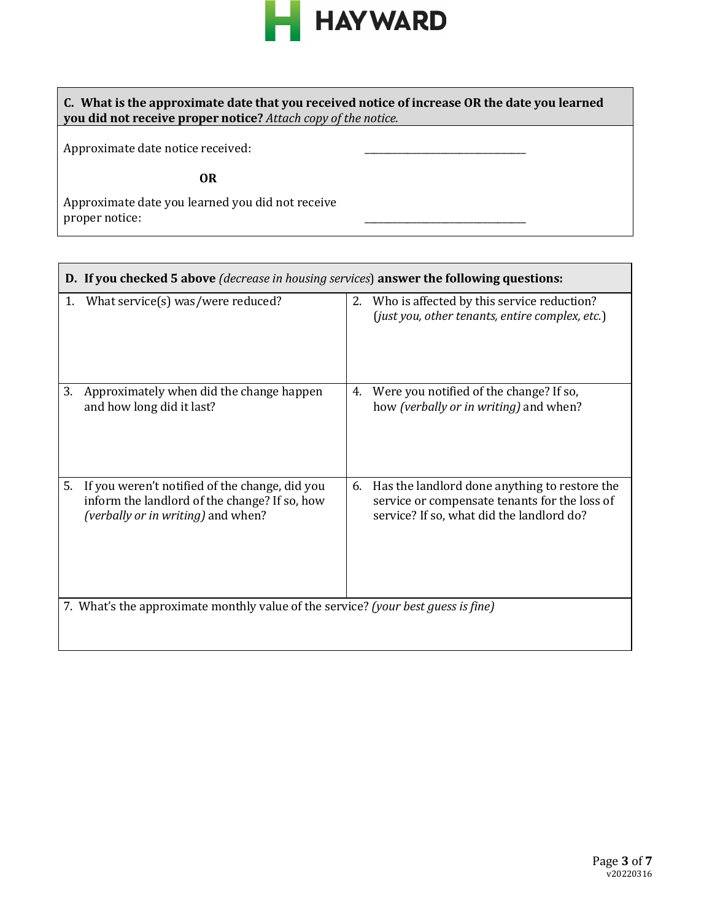**HAYWARD**

| **C. What is the approximate date that you received notice of increase OR the date you learned you did not receive proper notice?** *Attach copy of the notice.* | |
|---|---|
| Approximate date notice received: | ______________________ |
| **OR** | |
| Approximate date you learned you did not receive proper notice: | ______________________ |

| **D. If you checked 5 above** *(decrease in housing services)* **answer the following questions:** | |
|---|---|
| 1. What service(s) was/were reduced? | 2. Who is affected by this service reduction? (*just you, other tenants, entire complex, etc.*) |
| 3. Approximately when did the change happen and how long did it last? | 4. Were you notified of the change? If so, how *(verbally or in writing)* and when? |
| 5. If you weren't notified of the change, did you inform the landlord of the change? If so, how *(verbally or in writing)* and when? | 6. Has the landlord done anything to restore the service or compensate tenants for the loss of service? If so, what did the landlord do? |
| 7. What's the approximate monthly value of the service? *(your best guess is fine)* | |

v20220316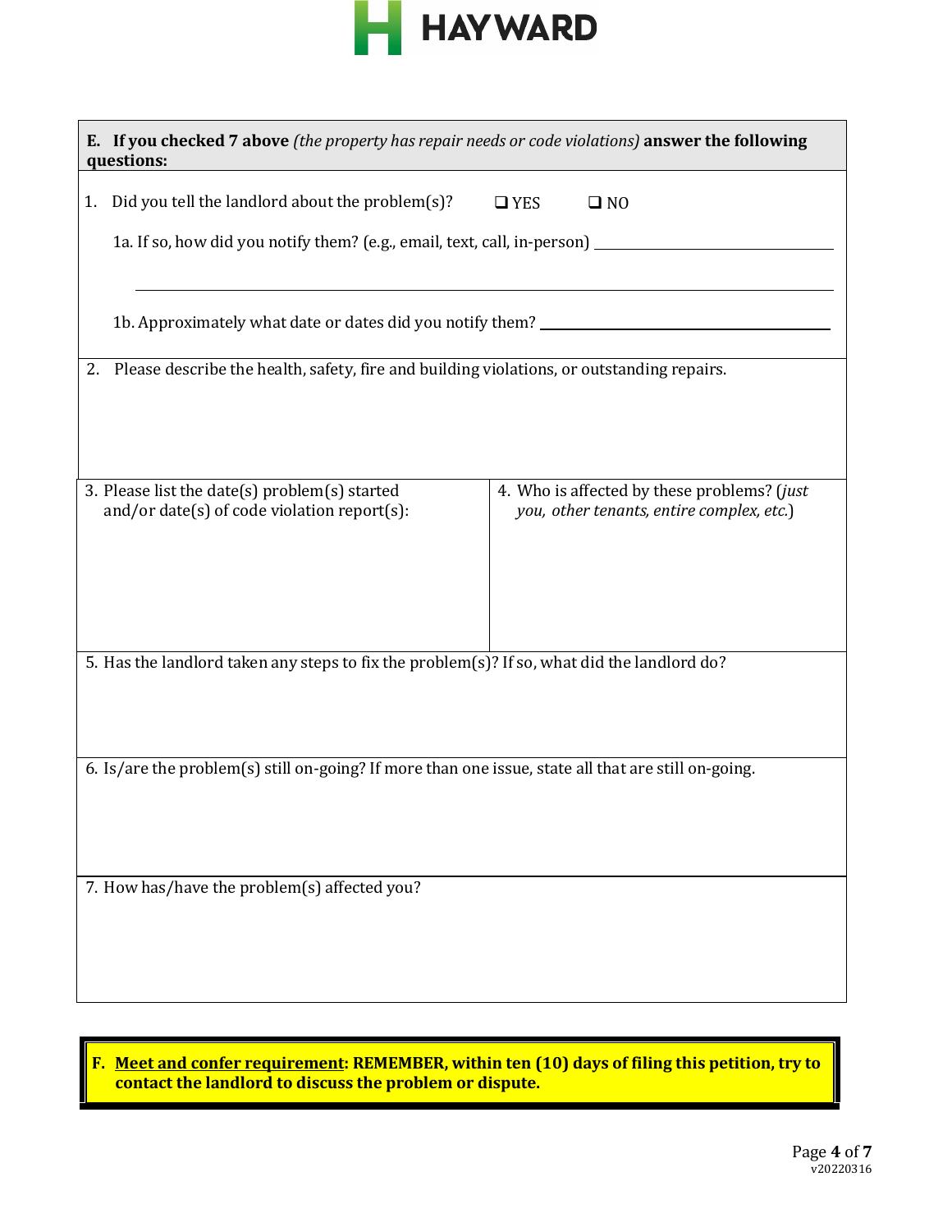HAYWARD

**E. If you checked 7 above** *(the property has repair needs or code violations)* **answer the following questions:**

1. Did you tell the landlord about the problem(s)? ❑ YES ❑ NO

   1a. If so, how did you notify them? (e.g., email, text, call, in-person) ______________________________

   ________________________________________________________________________________

   1b. Approximately what date or dates did you notify them? ______________________________

2. Please describe the health, safety, fire and building violations, or outstanding repairs.

| 3. Please list the date(s) problem(s) started and/or date(s) of code violation report(s): | 4. Who is affected by these problems? (*just you, other tenants, entire complex, etc.*) |
| --- | --- |
| | |

5. Has the landlord taken any steps to fix the problem(s)? If so, what did the landlord do?

6. Is/are the problem(s) still on-going? If more than one issue, state all that are still on-going.

7. How has/have the problem(s) affected you?

**F. Meet and confer requirement: REMEMBER, within ten (10) days of filing this petition, try to contact the landlord to discuss the problem or dispute.**

v20220316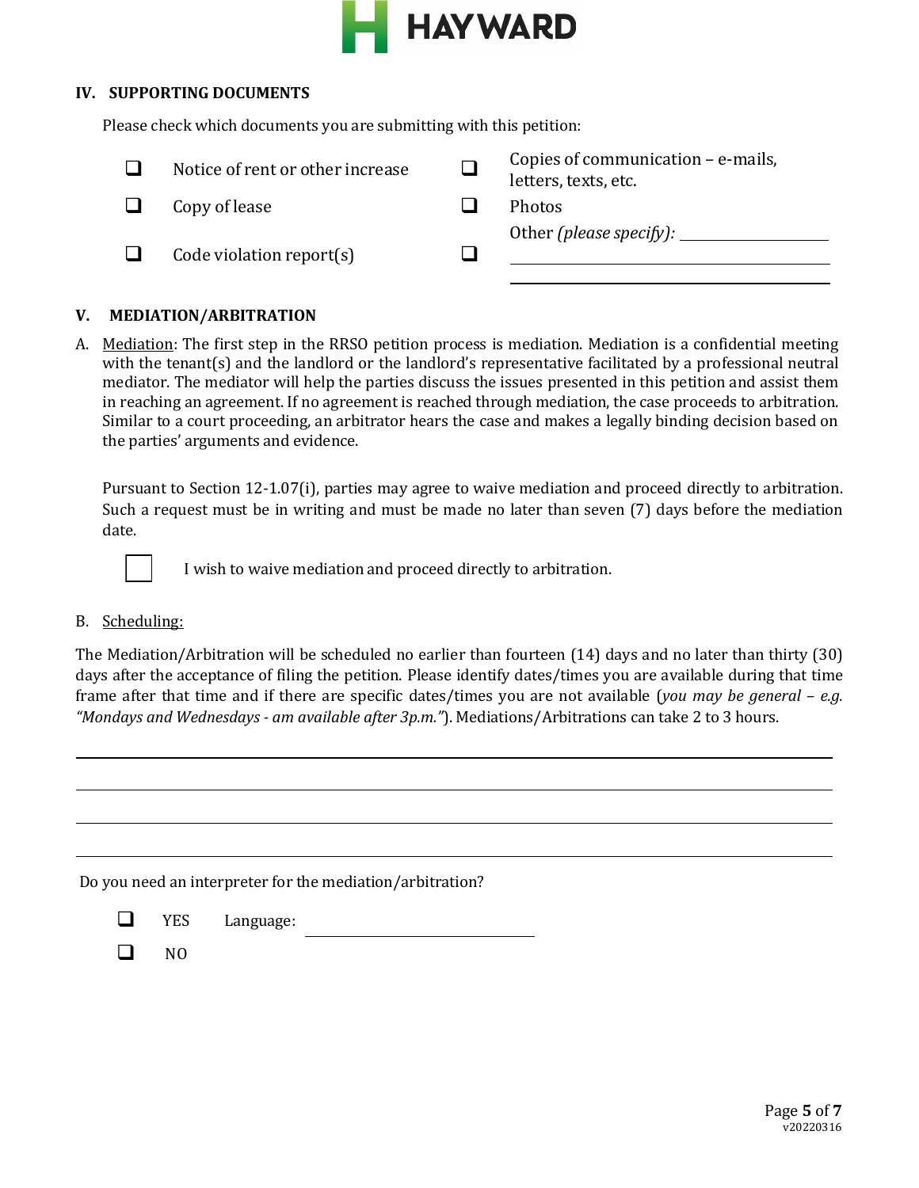## IV. SUPPORTING DOCUMENTS

Please check which documents you are submitting with this petition:

- ❑ Notice of rent or other increase
- ❑ Copy of lease
- ❑ Code violation report(s)
- ❑ Copies of communication – e-mails, letters, texts, etc.
- ❑ Photos
- ❑ Other *(please specify)*: ______________________

## V. MEDIATION/ARBITRATION

A. Mediation: The first step in the RRSO petition process is mediation. Mediation is a confidential meeting with the tenant(s) and the landlord or the landlord's representative facilitated by a professional neutral mediator. The mediator will help the parties discuss the issues presented in this petition and assist them in reaching an agreement. If no agreement is reached through mediation, the case proceeds to arbitration. Similar to a court proceeding, an arbitrator hears the case and makes a legally binding decision based on the parties' arguments and evidence.

Pursuant to Section 12-1.07(i), parties may agree to waive mediation and proceed directly to arbitration. Such a request must be in writing and must be made no later than seven (7) days before the mediation date.

❑ I wish to waive mediation and proceed directly to arbitration.

B. Scheduling:

The Mediation/Arbitration will be scheduled no earlier than fourteen (14) days and no later than thirty (30) days after the acceptance of filing the petition. Please identify dates/times you are available during that time frame after that time and if there are specific dates/times you are not available (*you may be general – e.g. "Mondays and Wednesdays - am available after 3p.m."*). Mediations/Arbitrations can take 2 to 3 hours.

______________________________________________________________________

______________________________________________________________________

______________________________________________________________________

______________________________________________________________________

Do you need an interpreter for the mediation/arbitration?

- ❑ YES Language: ______________________
- ❑ NO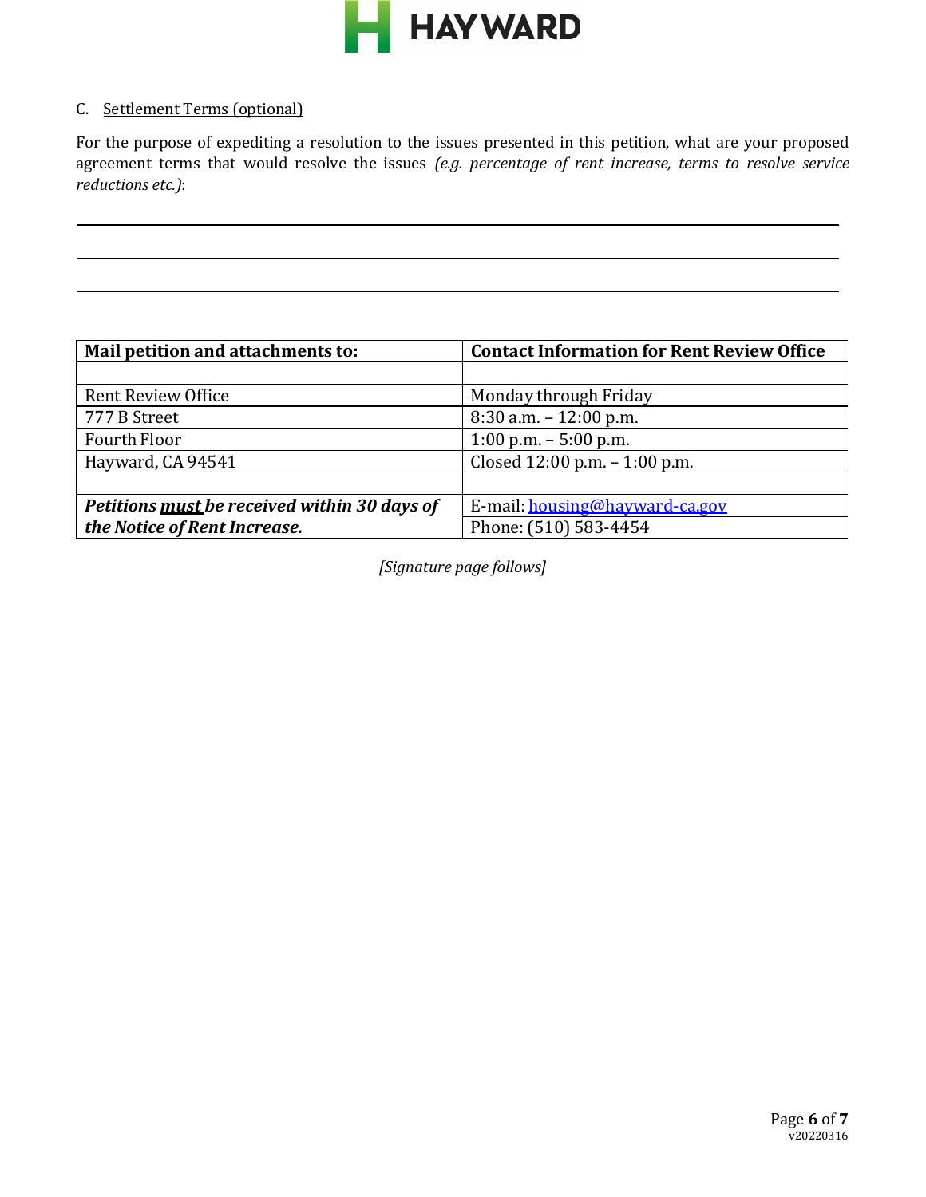C. Settlement Terms (optional)

For the purpose of expediting a resolution to the issues presented in this petition, what are your proposed agreement terms that would resolve the issues *(e.g. percentage of rent increase, terms to resolve service reductions etc.)*:

______________________________________________________________________________

______________________________________________________________________________

______________________________________________________________________________

| **Mail petition and attachments to:** | **Contact Information for Rent Review Office** |
| --- | --- |
| | |
| Rent Review Office | Monday through Friday |
| 777 B Street | 8:30 a.m. – 12:00 p.m. |
| Fourth Floor | 1:00 p.m. – 5:00 p.m. |
| Hayward, CA 94541 | Closed 12:00 p.m. – 1:00 p.m. |
| | |
| ***Petitions must be received within 30 days of the Notice of Rent Increase.*** | E-mail: housing@hayward-ca.gov<br>Phone: (510) 583-4454 |

*[Signature page follows]*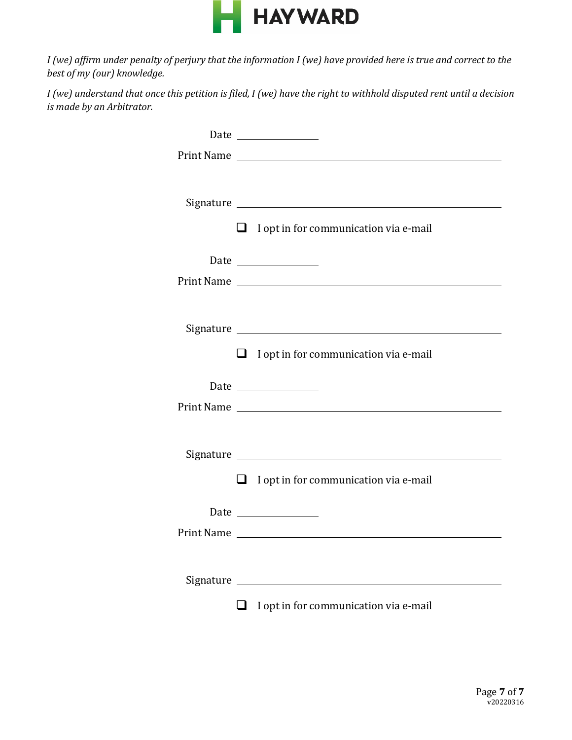HAYWARD

*I (we) affirm under penalty of perjury that the information I (we) have provided here is true and correct to the best of my (our) knowledge.*

*I (we) understand that once this petition is filed, I (we) have the right to withhold disputed rent until a decision is made by an Arbitrator.*

Date ______________

Print Name ______________________________________________

Signature ______________________________________________

☐ I opt in for communication via e-mail

Date ______________

Print Name ______________________________________________

Signature ______________________________________________

☐ I opt in for communication via e-mail

Date ______________

Print Name ______________________________________________

Signature ______________________________________________

☐ I opt in for communication via e-mail

Date ______________

Print Name ______________________________________________

Signature ______________________________________________

☐ I opt in for communication via e-mail

v20220316